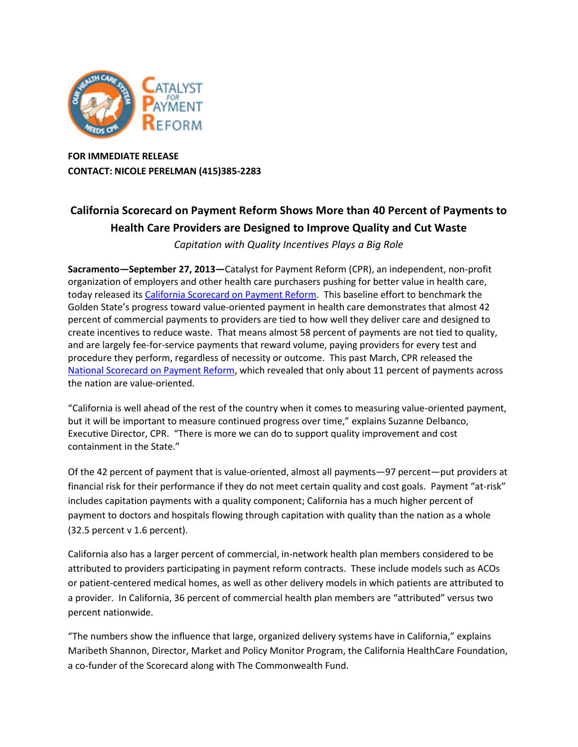**FOR IMMEDIATE RELEASE**
**CONTACT: NICOLE PERELMAN (415)385-2283**

## California Scorecard on Payment Reform Shows More than 40 Percent of Payments to Health Care Providers are Designed to Improve Quality and Cut Waste

*Capitation with Quality Incentives Plays a Big Role*

**Sacramento—September 27, 2013—**Catalyst for Payment Reform (CPR), an independent, non-profit organization of employers and other health care purchasers pushing for better value in health care, today released its California Scorecard on Payment Reform. This baseline effort to benchmark the Golden State's progress toward value-oriented payment in health care demonstrates that almost 42 percent of commercial payments to providers are tied to how well they deliver care and designed to create incentives to reduce waste. That means almost 58 percent of payments are not tied to quality, and are largely fee-for-service payments that reward volume, paying providers for every test and procedure they perform, regardless of necessity or outcome. This past March, CPR released the National Scorecard on Payment Reform, which revealed that only about 11 percent of payments across the nation are value-oriented.

"California is well ahead of the rest of the country when it comes to measuring value-oriented payment, but it will be important to measure continued progress over time," explains Suzanne Delbanco, Executive Director, CPR. "There is more we can do to support quality improvement and cost containment in the State."

Of the 42 percent of payment that is value-oriented, almost all payments—97 percent—put providers at financial risk for their performance if they do not meet certain quality and cost goals. Payment "at-risk" includes capitation payments with a quality component; California has a much higher percent of payment to doctors and hospitals flowing through capitation with quality than the nation as a whole (32.5 percent v 1.6 percent).

California also has a larger percent of commercial, in-network health plan members considered to be attributed to providers participating in payment reform contracts. These include models such as ACOs or patient-centered medical homes, as well as other delivery models in which patients are attributed to a provider. In California, 36 percent of commercial health plan members are "attributed" versus two percent nationwide.

"The numbers show the influence that large, organized delivery systems have in California," explains Maribeth Shannon, Director, Market and Policy Monitor Program, the California HealthCare Foundation, a co-funder of the Scorecard along with The Commonwealth Fund.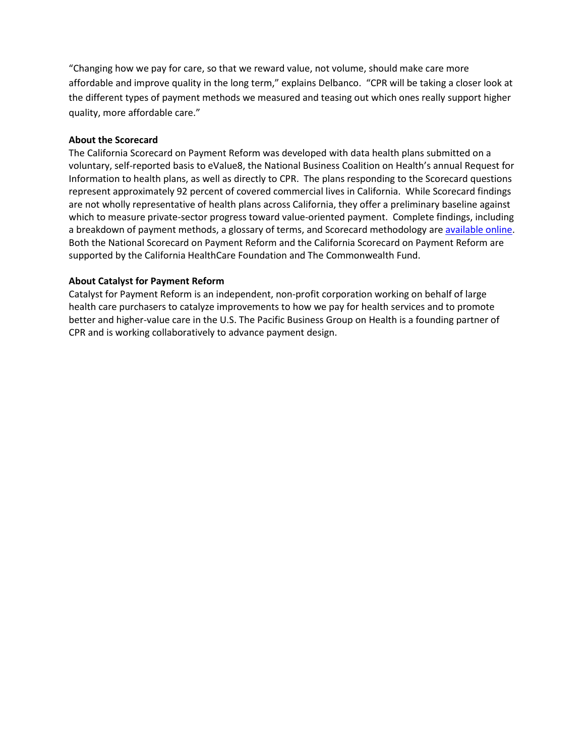"Changing how we pay for care, so that we reward value, not volume, should make care more affordable and improve quality in the long term," explains Delbanco. "CPR will be taking a closer look at the different types of payment methods we measured and teasing out which ones really support higher quality, more affordable care."

**About the Scorecard**

The California Scorecard on Payment Reform was developed with data health plans submitted on a voluntary, self-reported basis to eValue8, the National Business Coalition on Health's annual Request for Information to health plans, as well as directly to CPR. The plans responding to the Scorecard questions represent approximately 92 percent of covered commercial lives in California. While Scorecard findings are not wholly representative of health plans across California, they offer a preliminary baseline against which to measure private-sector progress toward value-oriented payment. Complete findings, including a breakdown of payment methods, a glossary of terms, and Scorecard methodology are available online. Both the National Scorecard on Payment Reform and the California Scorecard on Payment Reform are supported by the California HealthCare Foundation and The Commonwealth Fund.

**About Catalyst for Payment Reform**

Catalyst for Payment Reform is an independent, non-profit corporation working on behalf of large health care purchasers to catalyze improvements to how we pay for health services and to promote better and higher-value care in the U.S. The Pacific Business Group on Health is a founding partner of CPR and is working collaboratively to advance payment design.